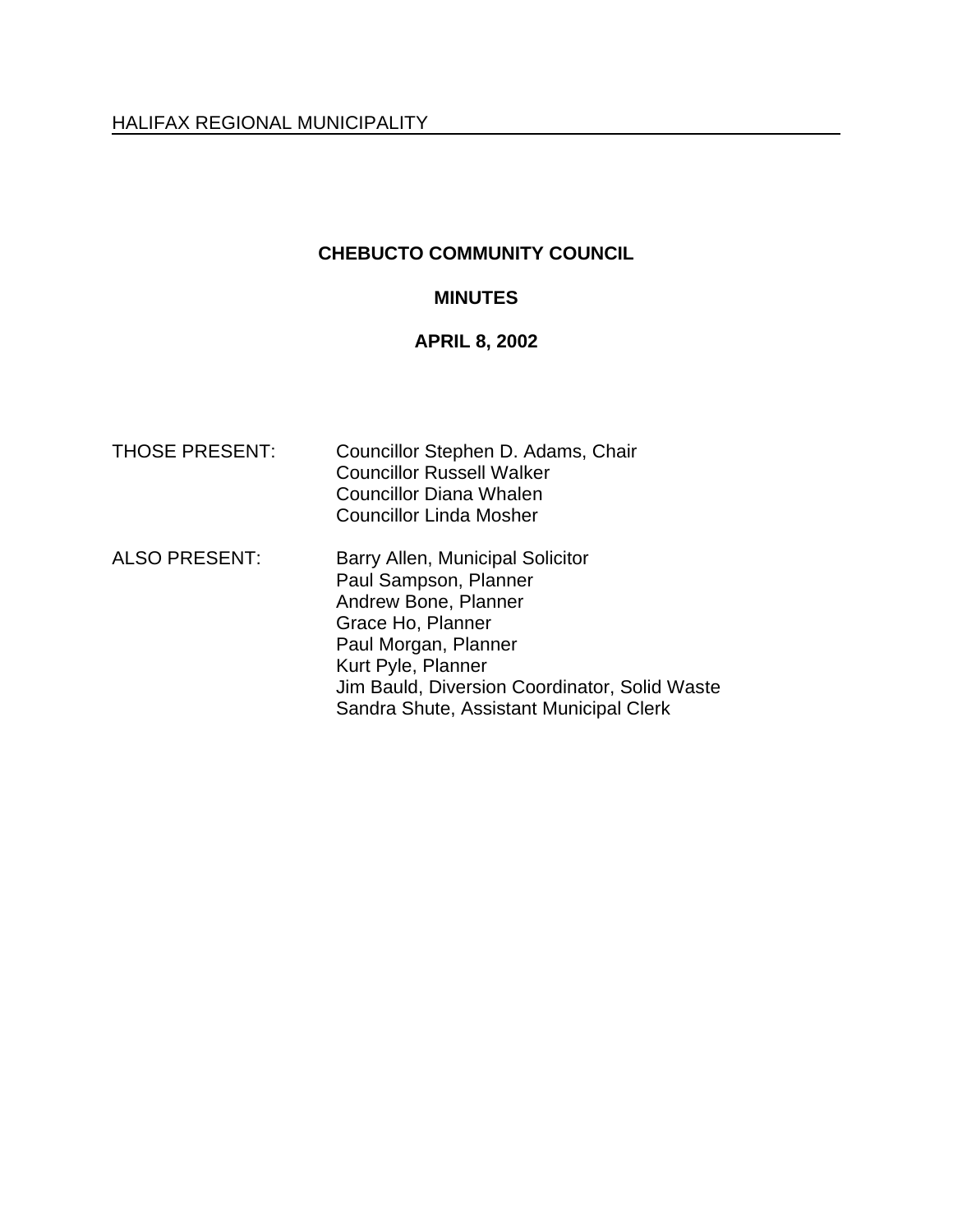HALIFAX REGIONAL MUNICIPALITY

# CHEBUCTO COMMUNITY COUNCIL

## MINUTES

## APRIL 8, 2002

THOSE PRESENT: Councillor Stephen D. Adams, Chair
Councillor Russell Walker
Councillor Diana Whalen
Councillor Linda Mosher

ALSO PRESENT: Barry Allen, Municipal Solicitor
Paul Sampson, Planner
Andrew Bone, Planner
Grace Ho, Planner
Paul Morgan, Planner
Kurt Pyle, Planner
Jim Bauld, Diversion Coordinator, Solid Waste
Sandra Shute, Assistant Municipal Clerk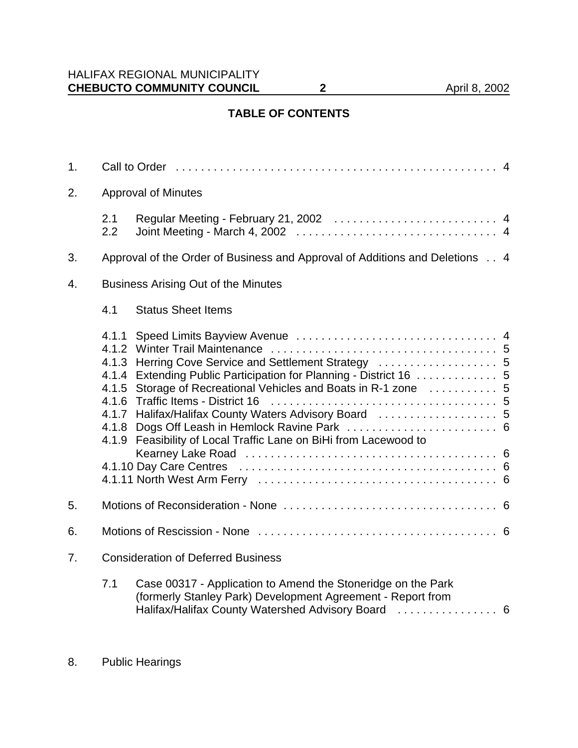## TABLE OF CONTENTS

1. Call to Order . . . . . . . . . . . . . . . . . . . . . . . . . . . . . . . . . . . . . . . . . . . . . . . . . . . . 4

2. Approval of Minutes

   2.1 Regular Meeting - February 21, 2002 . . . . . . . . . . . . . . . . . . . . . . . . . . 4
   2.2 Joint Meeting - March 4, 2002 . . . . . . . . . . . . . . . . . . . . . . . . . . . . . . . . 4

3. Approval of the Order of Business and Approval of Additions and Deletions . . 4

4. Business Arising Out of the Minutes

   4.1 Status Sheet Items

   4.1.1 Speed Limits Bayview Avenue . . . . . . . . . . . . . . . . . . . . . . . . . . . . . . . . 4
   4.1.2 Winter Trail Maintenance . . . . . . . . . . . . . . . . . . . . . . . . . . . . . . . . . . . . 5
   4.1.3 Herring Cove Service and Settlement Strategy . . . . . . . . . . . . . . . . . . . 5
   4.1.4 Extending Public Participation for Planning - District 16 . . . . . . . . . . . . . 5
   4.1.5 Storage of Recreational Vehicles and Boats in R-1 zone . . . . . . . . . . . 5
   4.1.6 Traffic Items - District 16 . . . . . . . . . . . . . . . . . . . . . . . . . . . . . . . . . . . . 5
   4.1.7 Halifax/Halifax County Waters Advisory Board . . . . . . . . . . . . . . . . . . . 5
   4.1.8 Dogs Off Leash in Hemlock Ravine Park . . . . . . . . . . . . . . . . . . . . . . . . 6
   4.1.9 Feasibility of Local Traffic Lane on BiHi from Lacewood to Kearney Lake Road . . . . . . . . . . . . . . . . . . . . . . . . . . . . . . . . . . . . . . . . 6
   4.1.10 Day Care Centres . . . . . . . . . . . . . . . . . . . . . . . . . . . . . . . . . . . . . . . . . 6
   4.1.11 North West Arm Ferry . . . . . . . . . . . . . . . . . . . . . . . . . . . . . . . . . . . . . . 6

5. Motions of Reconsideration - None . . . . . . . . . . . . . . . . . . . . . . . . . . . . . . . . . . 6

6. Motions of Rescission - None . . . . . . . . . . . . . . . . . . . . . . . . . . . . . . . . . . . . . . 6

7. Consideration of Deferred Business

   7.1 Case 00317 - Application to Amend the Stoneridge on the Park (formerly Stanley Park) Development Agreement - Report from Halifax/Halifax County Watershed Advisory Board . . . . . . . . . . . . . . . . 6

8. Public Hearings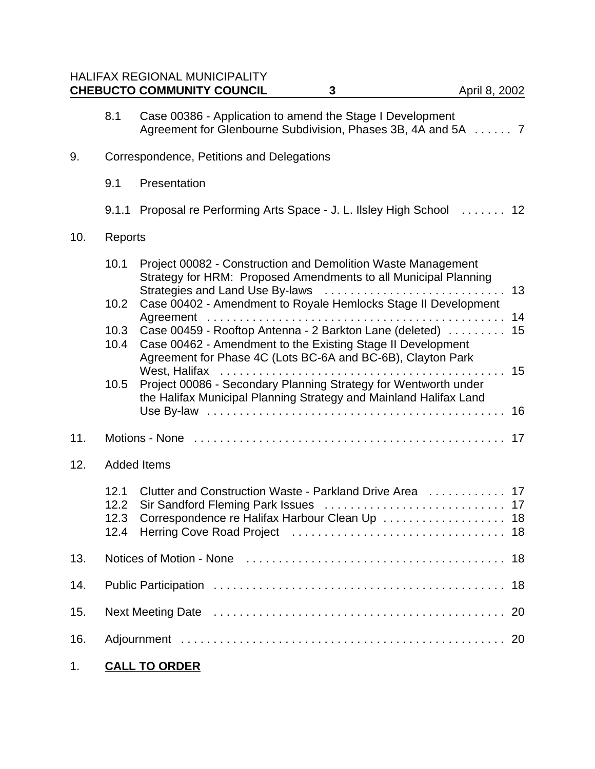8.1 Case 00386 - Application to amend the Stage I Development Agreement for Glenbourne Subdivision, Phases 3B, 4A and 5A . . . . . . 7

9. Correspondence, Petitions and Delegations

9.1 Presentation

9.1.1 Proposal re Performing Arts Space - J. L. Ilsley High School . . . . . . . 12

10. Reports

10.1 Project 00082 - Construction and Demolition Waste Management Strategy for HRM: Proposed Amendments to all Municipal Planning Strategies and Land Use By-laws . . . . . . . . . . . . . . . . . . . . . . . . . . . . 13
10.2 Case 00402 - Amendment to Royale Hemlocks Stage II Development Agreement . . . . . . . . . . . . . . . . . . . . . . . . . . . . . . . . . . . . . . . . . . . . . 14
10.3 Case 00459 - Rooftop Antenna - 2 Barkton Lane (deleted) . . . . . . . . . 15
10.4 Case 00462 - Amendment to the Existing Stage II Development Agreement for Phase 4C (Lots BC-6A and BC-6B), Clayton Park West, Halifax . . . . . . . . . . . . . . . . . . . . . . . . . . . . . . . . . . . . . . . . . . . 15
10.5 Project 00086 - Secondary Planning Strategy for Wentworth under the Halifax Municipal Planning Strategy and Mainland Halifax Land Use By-law . . . . . . . . . . . . . . . . . . . . . . . . . . . . . . . . . . . . . . . . . . . . . 16

11. Motions - None . . . . . . . . . . . . . . . . . . . . . . . . . . . . . . . . . . . . . . . . . . . . . . . 17

12. Added Items

12.1 Clutter and Construction Waste - Parkland Drive Area . . . . . . . . . . . . 17
12.2 Sir Sandford Fleming Park Issues . . . . . . . . . . . . . . . . . . . . . . . . . . . . 17
12.3 Correspondence re Halifax Harbour Clean Up . . . . . . . . . . . . . . . . . . . 18
12.4 Herring Cove Road Project . . . . . . . . . . . . . . . . . . . . . . . . . . . . . . . . . 18

13. Notices of Motion - None . . . . . . . . . . . . . . . . . . . . . . . . . . . . . . . . . . . . . . . 18

14. Public Participation . . . . . . . . . . . . . . . . . . . . . . . . . . . . . . . . . . . . . . . . . . . . 18

15. Next Meeting Date . . . . . . . . . . . . . . . . . . . . . . . . . . . . . . . . . . . . . . . . . . . . . 20

16. Adjournment . . . . . . . . . . . . . . . . . . . . . . . . . . . . . . . . . . . . . . . . . . . . . . . . . 20

## 1. CALL TO ORDER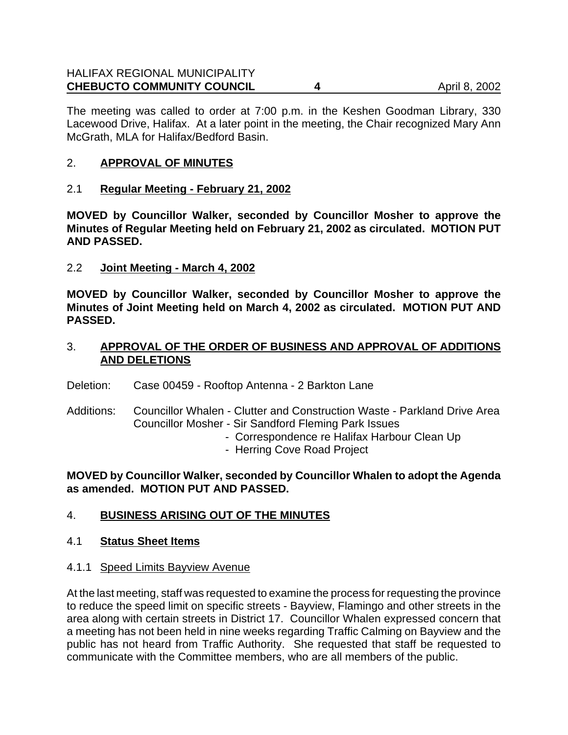The meeting was called to order at 7:00 p.m. in the Keshen Goodman Library, 330 Lacewood Drive, Halifax. At a later point in the meeting, the Chair recognized Mary Ann McGrath, MLA for Halifax/Bedford Basin.

## 2. **APPROVAL OF MINUTES**

### 2.1 **Regular Meeting - February 21, 2002**

**MOVED by Councillor Walker, seconded by Councillor Mosher to approve the Minutes of Regular Meeting held on February 21, 2002 as circulated. MOTION PUT AND PASSED.**

### 2.2 **Joint Meeting - March 4, 2002**

**MOVED by Councillor Walker, seconded by Councillor Mosher to approve the Minutes of Joint Meeting held on March 4, 2002 as circulated. MOTION PUT AND PASSED.**

## 3. **APPROVAL OF THE ORDER OF BUSINESS AND APPROVAL OF ADDITIONS AND DELETIONS**

Deletion: Case 00459 - Rooftop Antenna - 2 Barkton Lane

Additions: Councillor Whalen - Clutter and Construction Waste - Parkland Drive Area
Councillor Mosher - Sir Sandford Fleming Park Issues
- Correspondence re Halifax Harbour Clean Up
- Herring Cove Road Project

**MOVED by Councillor Walker, seconded by Councillor Whalen to adopt the Agenda as amended. MOTION PUT AND PASSED.**

## 4. **BUSINESS ARISING OUT OF THE MINUTES**

### 4.1 **Status Sheet Items**

#### 4.1.1 Speed Limits Bayview Avenue

At the last meeting, staff was requested to examine the process for requesting the province to reduce the speed limit on specific streets - Bayview, Flamingo and other streets in the area along with certain streets in District 17. Councillor Whalen expressed concern that a meeting has not been held in nine weeks regarding Traffic Calming on Bayview and the public has not heard from Traffic Authority. She requested that staff be requested to communicate with the Committee members, who are all members of the public.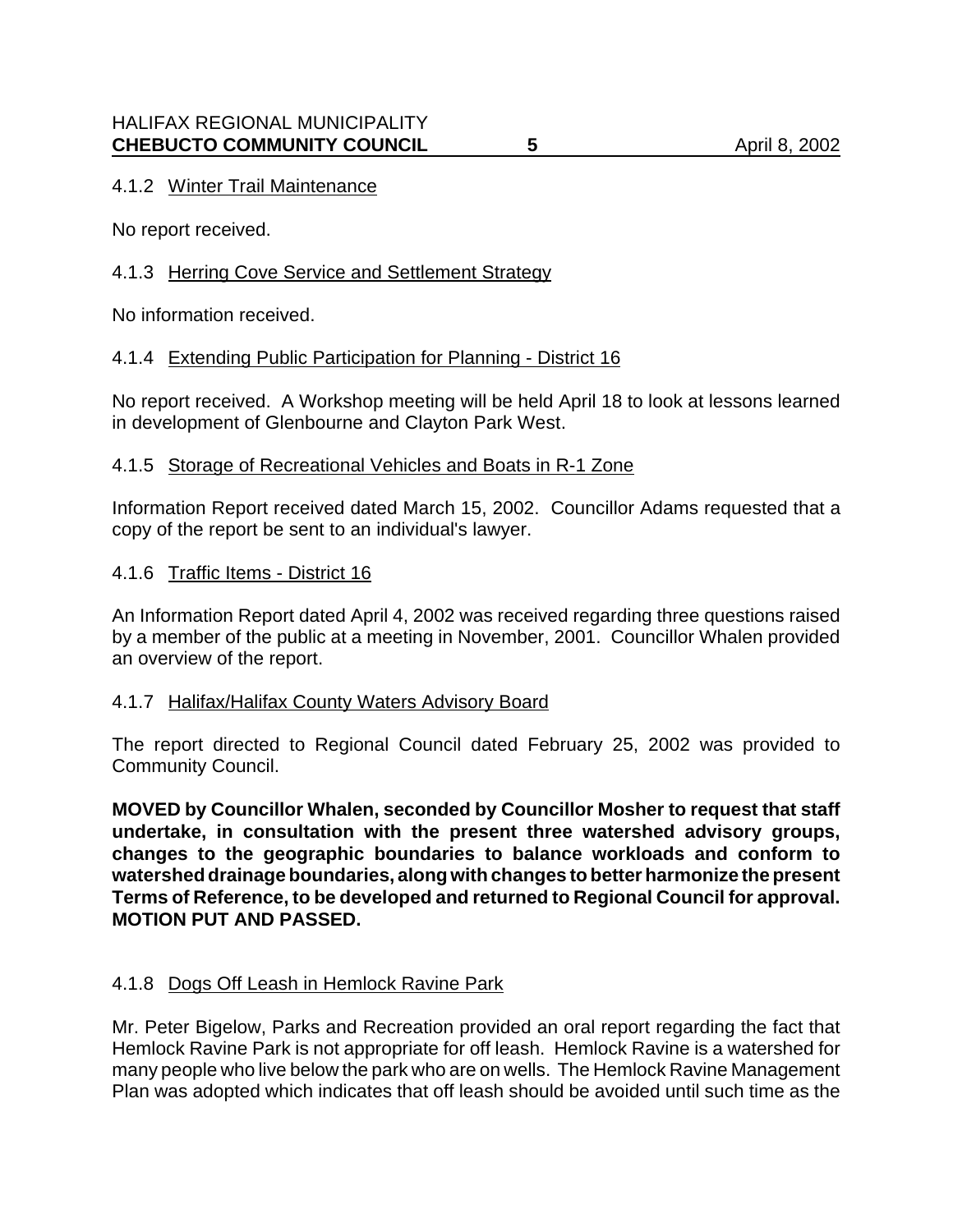#### 4.1.2 Winter Trail Maintenance

No report received.

#### 4.1.3 Herring Cove Service and Settlement Strategy

No information received.

#### 4.1.4 Extending Public Participation for Planning - District 16

No report received. A Workshop meeting will be held April 18 to look at lessons learned in development of Glenbourne and Clayton Park West.

#### 4.1.5 Storage of Recreational Vehicles and Boats in R-1 Zone

Information Report received dated March 15, 2002. Councillor Adams requested that a copy of the report be sent to an individual's lawyer.

#### 4.1.6 Traffic Items - District 16

An Information Report dated April 4, 2002 was received regarding three questions raised by a member of the public at a meeting in November, 2001. Councillor Whalen provided an overview of the report.

#### 4.1.7 Halifax/Halifax County Waters Advisory Board

The report directed to Regional Council dated February 25, 2002 was provided to Community Council.

**MOVED by Councillor Whalen, seconded by Councillor Mosher to request that staff undertake, in consultation with the present three watershed advisory groups, changes to the geographic boundaries to balance workloads and conform to watershed drainage boundaries, along with changes to better harmonize the present Terms of Reference, to be developed and returned to Regional Council for approval. MOTION PUT AND PASSED.**

#### 4.1.8 Dogs Off Leash in Hemlock Ravine Park

Mr. Peter Bigelow, Parks and Recreation provided an oral report regarding the fact that Hemlock Ravine Park is not appropriate for off leash. Hemlock Ravine is a watershed for many people who live below the park who are on wells. The Hemlock Ravine Management Plan was adopted which indicates that off leash should be avoided until such time as the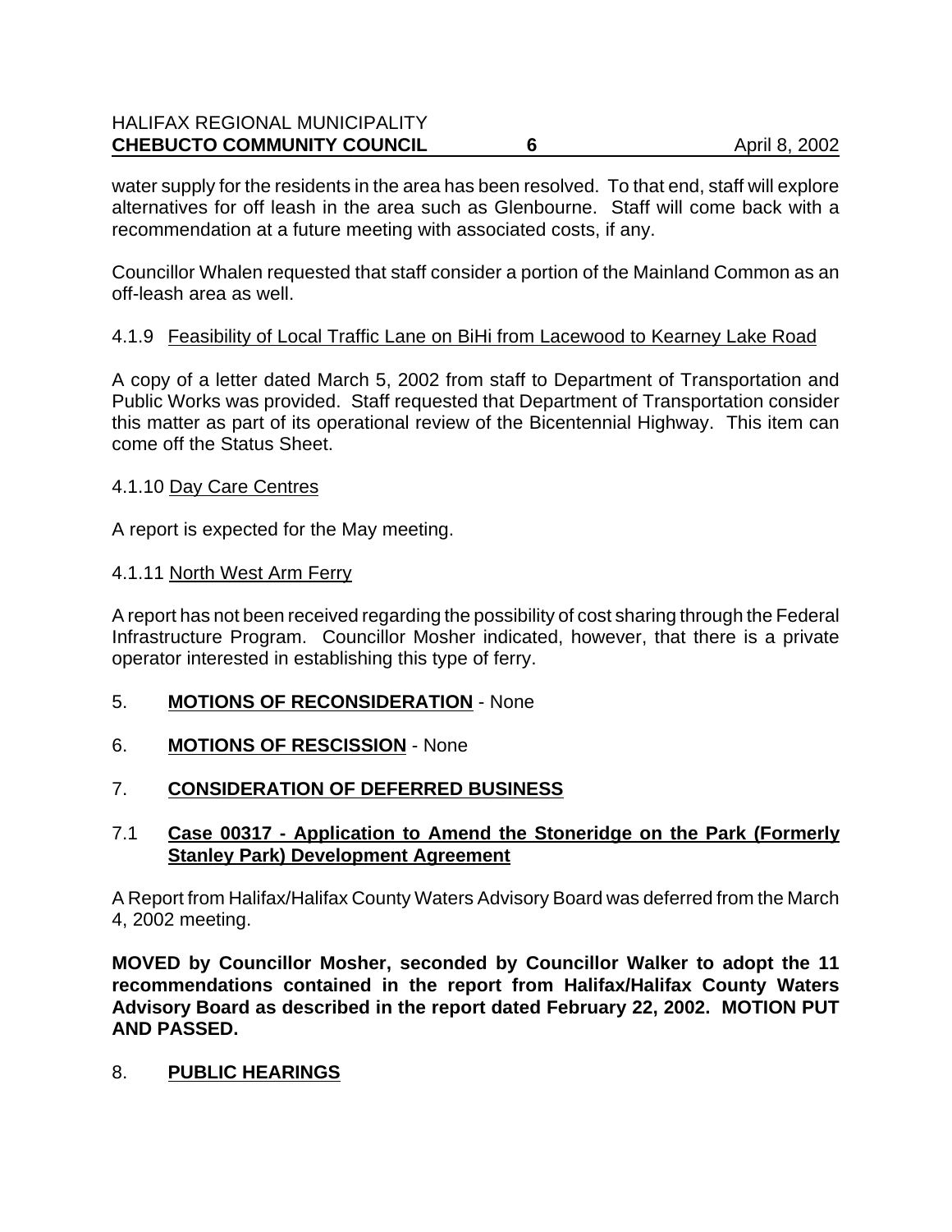water supply for the residents in the area has been resolved. To that end, staff will explore alternatives for off leash in the area such as Glenbourne. Staff will come back with a recommendation at a future meeting with associated costs, if any.

Councillor Whalen requested that staff consider a portion of the Mainland Common as an off-leash area as well.

4.1.9 Feasibility of Local Traffic Lane on BiHi from Lacewood to Kearney Lake Road

A copy of a letter dated March 5, 2002 from staff to Department of Transportation and Public Works was provided. Staff requested that Department of Transportation consider this matter as part of its operational review of the Bicentennial Highway. This item can come off the Status Sheet.

4.1.10 Day Care Centres

A report is expected for the May meeting.

4.1.11 North West Arm Ferry

A report has not been received regarding the possibility of cost sharing through the Federal Infrastructure Program. Councillor Mosher indicated, however, that there is a private operator interested in establishing this type of ferry.

5. **MOTIONS OF RECONSIDERATION** - None

6. **MOTIONS OF RESCISSION** - None

7. **CONSIDERATION OF DEFERRED BUSINESS**

7.1 **Case 00317 - Application to Amend the Stoneridge on the Park (Formerly Stanley Park) Development Agreement**

A Report from Halifax/Halifax County Waters Advisory Board was deferred from the March 4, 2002 meeting.

**MOVED by Councillor Mosher, seconded by Councillor Walker to adopt the 11 recommendations contained in the report from Halifax/Halifax County Waters Advisory Board as described in the report dated February 22, 2002. MOTION PUT AND PASSED.**

8. **PUBLIC HEARINGS**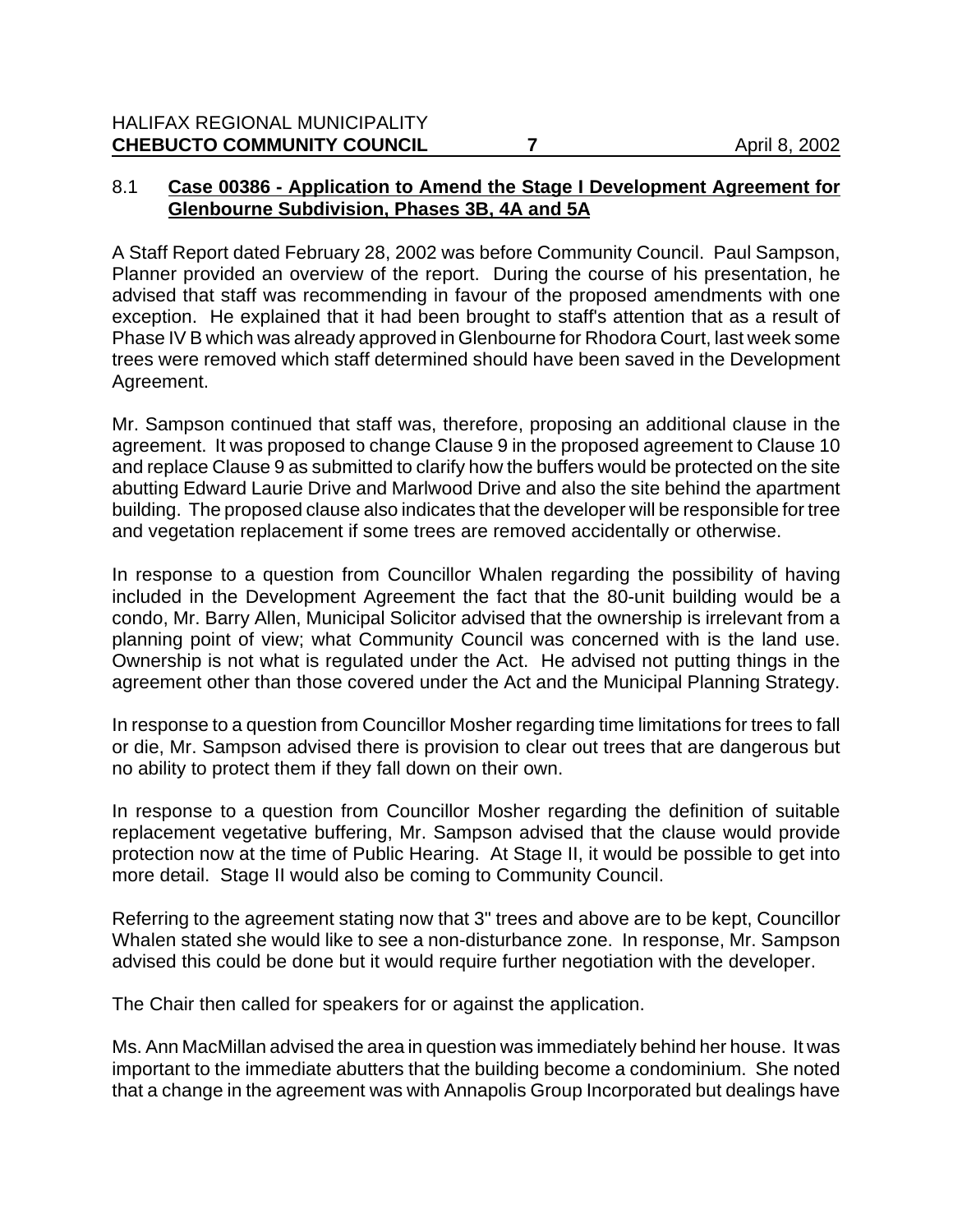### 8.1 **Case 00386 - Application to Amend the Stage I Development Agreement for Glenbourne Subdivision, Phases 3B, 4A and 5A**

A Staff Report dated February 28, 2002 was before Community Council. Paul Sampson, Planner provided an overview of the report. During the course of his presentation, he advised that staff was recommending in favour of the proposed amendments with one exception. He explained that it had been brought to staff's attention that as a result of Phase IV B which was already approved in Glenbourne for Rhodora Court, last week some trees were removed which staff determined should have been saved in the Development Agreement.

Mr. Sampson continued that staff was, therefore, proposing an additional clause in the agreement. It was proposed to change Clause 9 in the proposed agreement to Clause 10 and replace Clause 9 as submitted to clarify how the buffers would be protected on the site abutting Edward Laurie Drive and Marlwood Drive and also the site behind the apartment building. The proposed clause also indicates that the developer will be responsible for tree and vegetation replacement if some trees are removed accidentally or otherwise.

In response to a question from Councillor Whalen regarding the possibility of having included in the Development Agreement the fact that the 80-unit building would be a condo, Mr. Barry Allen, Municipal Solicitor advised that the ownership is irrelevant from a planning point of view; what Community Council was concerned with is the land use. Ownership is not what is regulated under the Act. He advised not putting things in the agreement other than those covered under the Act and the Municipal Planning Strategy.

In response to a question from Councillor Mosher regarding time limitations for trees to fall or die, Mr. Sampson advised there is provision to clear out trees that are dangerous but no ability to protect them if they fall down on their own.

In response to a question from Councillor Mosher regarding the definition of suitable replacement vegetative buffering, Mr. Sampson advised that the clause would provide protection now at the time of Public Hearing. At Stage II, it would be possible to get into more detail. Stage II would also be coming to Community Council.

Referring to the agreement stating now that 3" trees and above are to be kept, Councillor Whalen stated she would like to see a non-disturbance zone. In response, Mr. Sampson advised this could be done but it would require further negotiation with the developer.

The Chair then called for speakers for or against the application.

Ms. Ann MacMillan advised the area in question was immediately behind her house. It was important to the immediate abutters that the building become a condominium. She noted that a change in the agreement was with Annapolis Group Incorporated but dealings have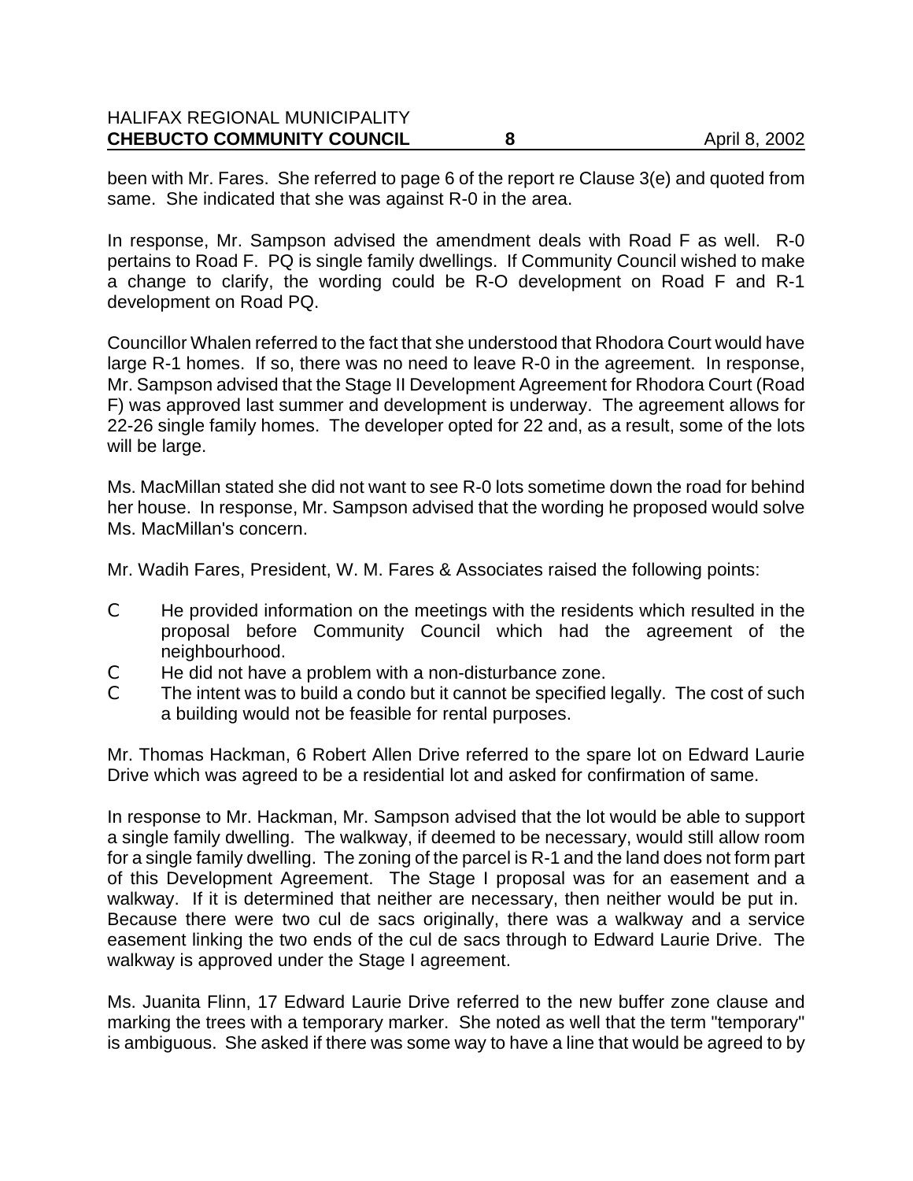been with Mr. Fares. She referred to page 6 of the report re Clause 3(e) and quoted from same. She indicated that she was against R-0 in the area.

In response, Mr. Sampson advised the amendment deals with Road F as well. R-0 pertains to Road F. PQ is single family dwellings. If Community Council wished to make a change to clarify, the wording could be R-O development on Road F and R-1 development on Road PQ.

Councillor Whalen referred to the fact that she understood that Rhodora Court would have large R-1 homes. If so, there was no need to leave R-0 in the agreement. In response, Mr. Sampson advised that the Stage II Development Agreement for Rhodora Court (Road F) was approved last summer and development is underway. The agreement allows for 22-26 single family homes. The developer opted for 22 and, as a result, some of the lots will be large.

Ms. MacMillan stated she did not want to see R-0 lots sometime down the road for behind her house. In response, Mr. Sampson advised that the wording he proposed would solve Ms. MacMillan's concern.

Mr. Wadih Fares, President, W. M. Fares & Associates raised the following points:

- He provided information on the meetings with the residents which resulted in the proposal before Community Council which had the agreement of the neighbourhood.
- He did not have a problem with a non-disturbance zone.
- The intent was to build a condo but it cannot be specified legally. The cost of such a building would not be feasible for rental purposes.

Mr. Thomas Hackman, 6 Robert Allen Drive referred to the spare lot on Edward Laurie Drive which was agreed to be a residential lot and asked for confirmation of same.

In response to Mr. Hackman, Mr. Sampson advised that the lot would be able to support a single family dwelling. The walkway, if deemed to be necessary, would still allow room for a single family dwelling. The zoning of the parcel is R-1 and the land does not form part of this Development Agreement. The Stage I proposal was for an easement and a walkway. If it is determined that neither are necessary, then neither would be put in. Because there were two cul de sacs originally, there was a walkway and a service easement linking the two ends of the cul de sacs through to Edward Laurie Drive. The walkway is approved under the Stage I agreement.

Ms. Juanita Flinn, 17 Edward Laurie Drive referred to the new buffer zone clause and marking the trees with a temporary marker. She noted as well that the term "temporary" is ambiguous. She asked if there was some way to have a line that would be agreed to by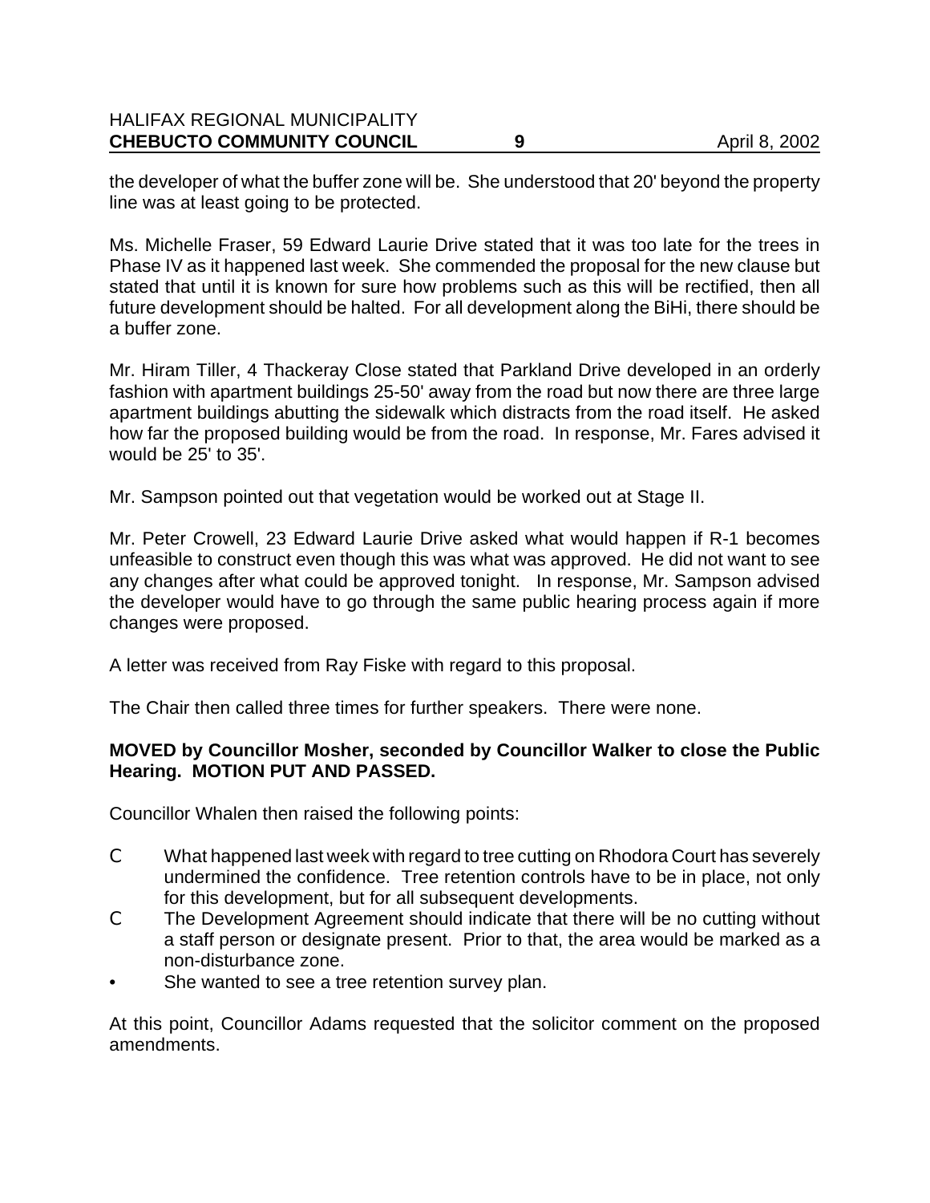the developer of what the buffer zone will be. She understood that 20' beyond the property line was at least going to be protected.

Ms. Michelle Fraser, 59 Edward Laurie Drive stated that it was too late for the trees in Phase IV as it happened last week. She commended the proposal for the new clause but stated that until it is known for sure how problems such as this will be rectified, then all future development should be halted. For all development along the BiHi, there should be a buffer zone.

Mr. Hiram Tiller, 4 Thackeray Close stated that Parkland Drive developed in an orderly fashion with apartment buildings 25-50' away from the road but now there are three large apartment buildings abutting the sidewalk which distracts from the road itself. He asked how far the proposed building would be from the road. In response, Mr. Fares advised it would be 25' to 35'.

Mr. Sampson pointed out that vegetation would be worked out at Stage II.

Mr. Peter Crowell, 23 Edward Laurie Drive asked what would happen if R-1 becomes unfeasible to construct even though this was what was approved. He did not want to see any changes after what could be approved tonight. In response, Mr. Sampson advised the developer would have to go through the same public hearing process again if more changes were proposed.

A letter was received from Ray Fiske with regard to this proposal.

The Chair then called three times for further speakers. There were none.

**MOVED by Councillor Mosher, seconded by Councillor Walker to close the Public Hearing. MOTION PUT AND PASSED.**

Councillor Whalen then raised the following points:

- What happened last week with regard to tree cutting on Rhodora Court has severely undermined the confidence. Tree retention controls have to be in place, not only for this development, but for all subsequent developments.
- The Development Agreement should indicate that there will be no cutting without a staff person or designate present. Prior to that, the area would be marked as a non-disturbance zone.
- She wanted to see a tree retention survey plan.

At this point, Councillor Adams requested that the solicitor comment on the proposed amendments.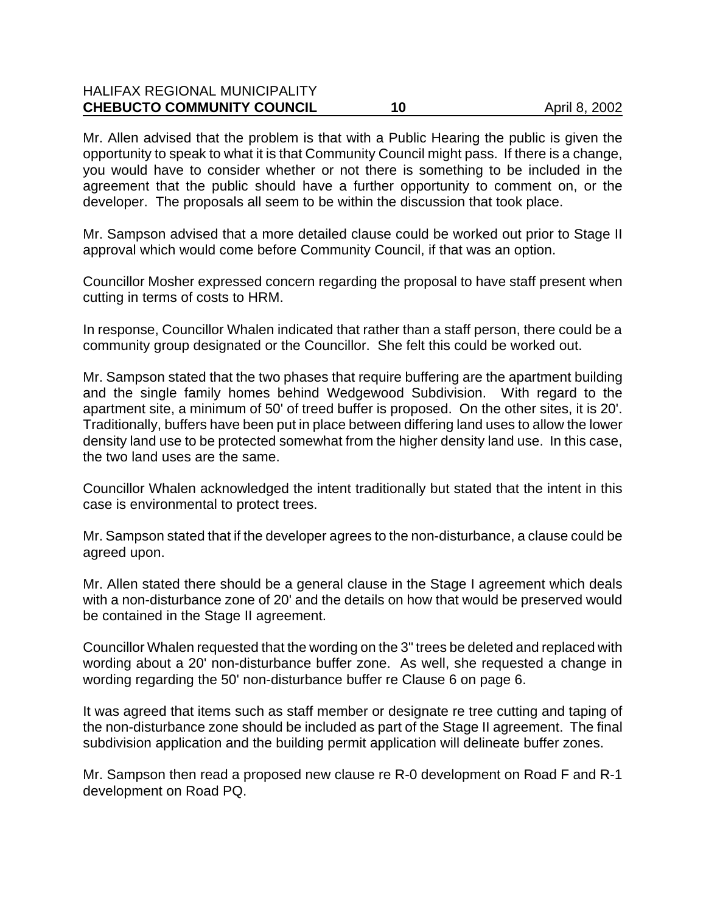Mr. Allen advised that the problem is that with a Public Hearing the public is given the opportunity to speak to what it is that Community Council might pass. If there is a change, you would have to consider whether or not there is something to be included in the agreement that the public should have a further opportunity to comment on, or the developer. The proposals all seem to be within the discussion that took place.

Mr. Sampson advised that a more detailed clause could be worked out prior to Stage II approval which would come before Community Council, if that was an option.

Councillor Mosher expressed concern regarding the proposal to have staff present when cutting in terms of costs to HRM.

In response, Councillor Whalen indicated that rather than a staff person, there could be a community group designated or the Councillor. She felt this could be worked out.

Mr. Sampson stated that the two phases that require buffering are the apartment building and the single family homes behind Wedgewood Subdivision. With regard to the apartment site, a minimum of 50' of treed buffer is proposed. On the other sites, it is 20'. Traditionally, buffers have been put in place between differing land uses to allow the lower density land use to be protected somewhat from the higher density land use. In this case, the two land uses are the same.

Councillor Whalen acknowledged the intent traditionally but stated that the intent in this case is environmental to protect trees.

Mr. Sampson stated that if the developer agrees to the non-disturbance, a clause could be agreed upon.

Mr. Allen stated there should be a general clause in the Stage I agreement which deals with a non-disturbance zone of 20' and the details on how that would be preserved would be contained in the Stage II agreement.

Councillor Whalen requested that the wording on the 3" trees be deleted and replaced with wording about a 20' non-disturbance buffer zone. As well, she requested a change in wording regarding the 50' non-disturbance buffer re Clause 6 on page 6.

It was agreed that items such as staff member or designate re tree cutting and taping of the non-disturbance zone should be included as part of the Stage II agreement. The final subdivision application and the building permit application will delineate buffer zones.

Mr. Sampson then read a proposed new clause re R-0 development on Road F and R-1 development on Road PQ.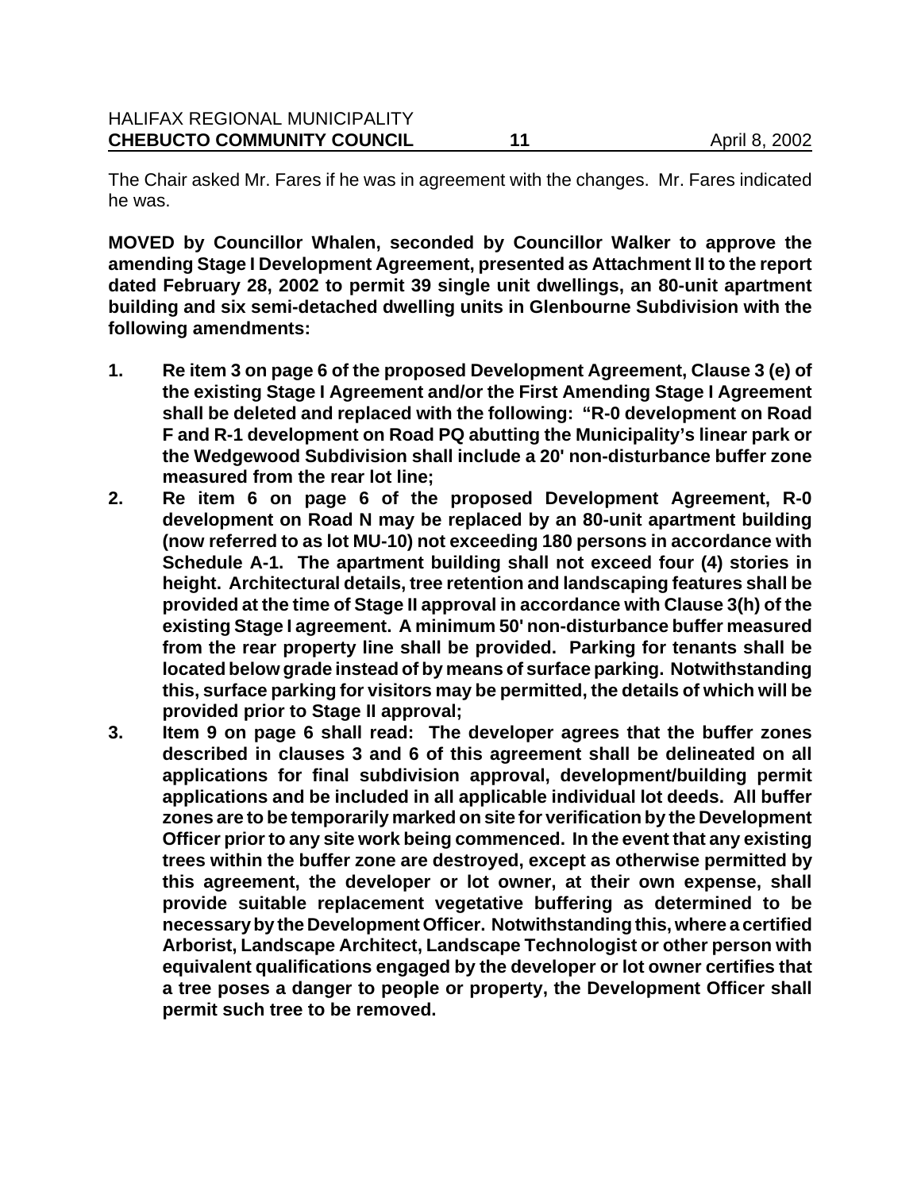The Chair asked Mr. Fares if he was in agreement with the changes. Mr. Fares indicated he was.

**MOVED by Councillor Whalen, seconded by Councillor Walker to approve the amending Stage I Development Agreement, presented as Attachment II to the report dated February 28, 2002 to permit 39 single unit dwellings, an 80-unit apartment building and six semi-detached dwelling units in Glenbourne Subdivision with the following amendments:**

1. **Re item 3 on page 6 of the proposed Development Agreement, Clause 3 (e) of the existing Stage I Agreement and/or the First Amending Stage I Agreement shall be deleted and replaced with the following: "R-0 development on Road F and R-1 development on Road PQ abutting the Municipality's linear park or the Wedgewood Subdivision shall include a 20' non-disturbance buffer zone measured from the rear lot line;**
2. **Re item 6 on page 6 of the proposed Development Agreement, R-0 development on Road N may be replaced by an 80-unit apartment building (now referred to as lot MU-10) not exceeding 180 persons in accordance with Schedule A-1. The apartment building shall not exceed four (4) stories in height. Architectural details, tree retention and landscaping features shall be provided at the time of Stage II approval in accordance with Clause 3(h) of the existing Stage I agreement. A minimum 50' non-disturbance buffer measured from the rear property line shall be provided. Parking for tenants shall be located below grade instead of by means of surface parking. Notwithstanding this, surface parking for visitors may be permitted, the details of which will be provided prior to Stage II approval;**
3. **Item 9 on page 6 shall read: The developer agrees that the buffer zones described in clauses 3 and 6 of this agreement shall be delineated on all applications for final subdivision approval, development/building permit applications and be included in all applicable individual lot deeds. All buffer zones are to be temporarily marked on site for verification by the Development Officer prior to any site work being commenced. In the event that any existing trees within the buffer zone are destroyed, except as otherwise permitted by this agreement, the developer or lot owner, at their own expense, shall provide suitable replacement vegetative buffering as determined to be necessary by the Development Officer. Notwithstanding this, where a certified Arborist, Landscape Architect, Landscape Technologist or other person with equivalent qualifications engaged by the developer or lot owner certifies that a tree poses a danger to people or property, the Development Officer shall permit such tree to be removed.**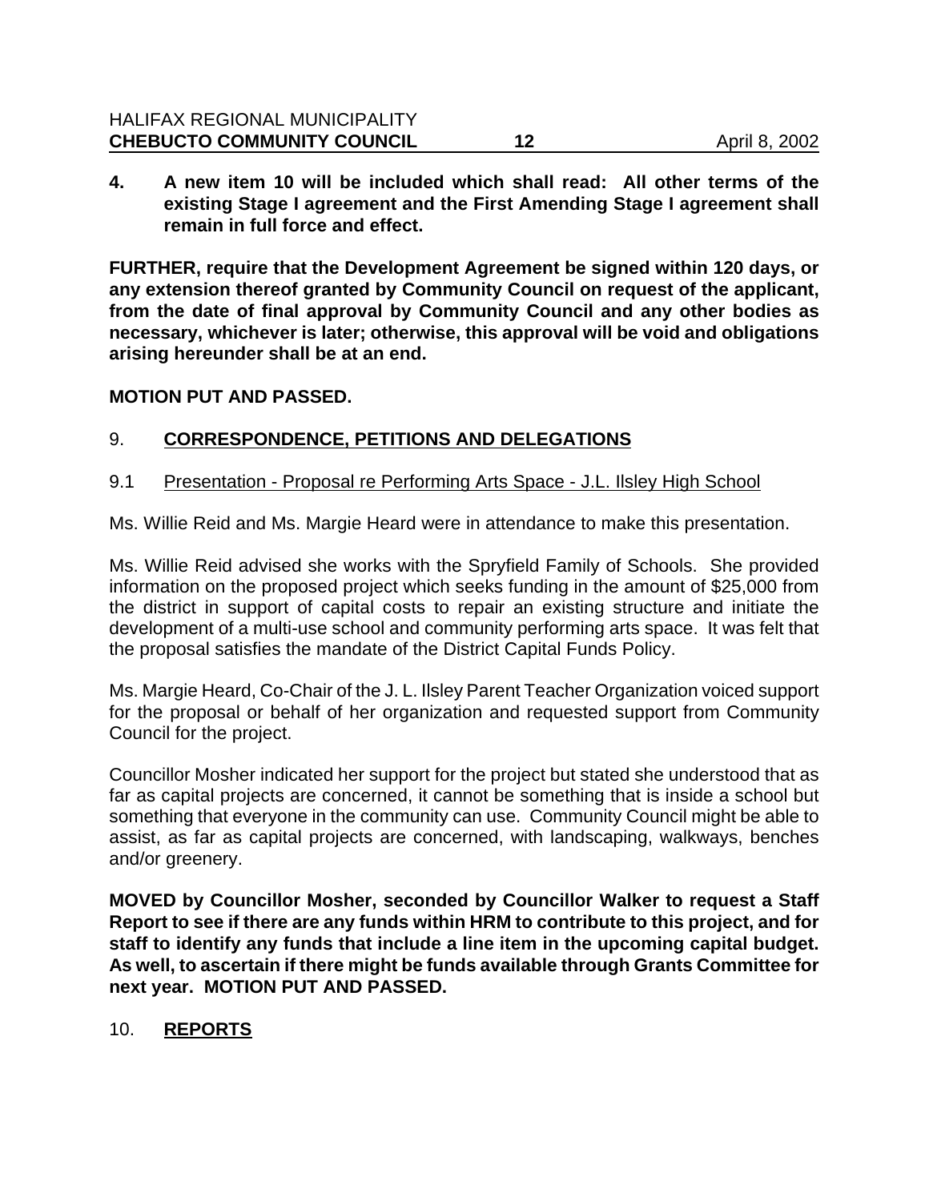**4. A new item 10 will be included which shall read: All other terms of the existing Stage I agreement and the First Amending Stage I agreement shall remain in full force and effect.**

**FURTHER, require that the Development Agreement be signed within 120 days, or any extension thereof granted by Community Council on request of the applicant, from the date of final approval by Community Council and any other bodies as necessary, whichever is later; otherwise, this approval will be void and obligations arising hereunder shall be at an end.**

**MOTION PUT AND PASSED.**

## 9. CORRESPONDENCE, PETITIONS AND DELEGATIONS

### 9.1 Presentation - Proposal re Performing Arts Space - J.L. Ilsley High School

Ms. Willie Reid and Ms. Margie Heard were in attendance to make this presentation.

Ms. Willie Reid advised she works with the Spryfield Family of Schools. She provided information on the proposed project which seeks funding in the amount of $25,000 from the district in support of capital costs to repair an existing structure and initiate the development of a multi-use school and community performing arts space. It was felt that the proposal satisfies the mandate of the District Capital Funds Policy.

Ms. Margie Heard, Co-Chair of the J. L. Ilsley Parent Teacher Organization voiced support for the proposal or behalf of her organization and requested support from Community Council for the project.

Councillor Mosher indicated her support for the project but stated she understood that as far as capital projects are concerned, it cannot be something that is inside a school but something that everyone in the community can use. Community Council might be able to assist, as far as capital projects are concerned, with landscaping, walkways, benches and/or greenery.

**MOVED by Councillor Mosher, seconded by Councillor Walker to request a Staff Report to see if there are any funds within HRM to contribute to this project, and for staff to identify any funds that include a line item in the upcoming capital budget. As well, to ascertain if there might be funds available through Grants Committee for next year. MOTION PUT AND PASSED.**

## 10. REPORTS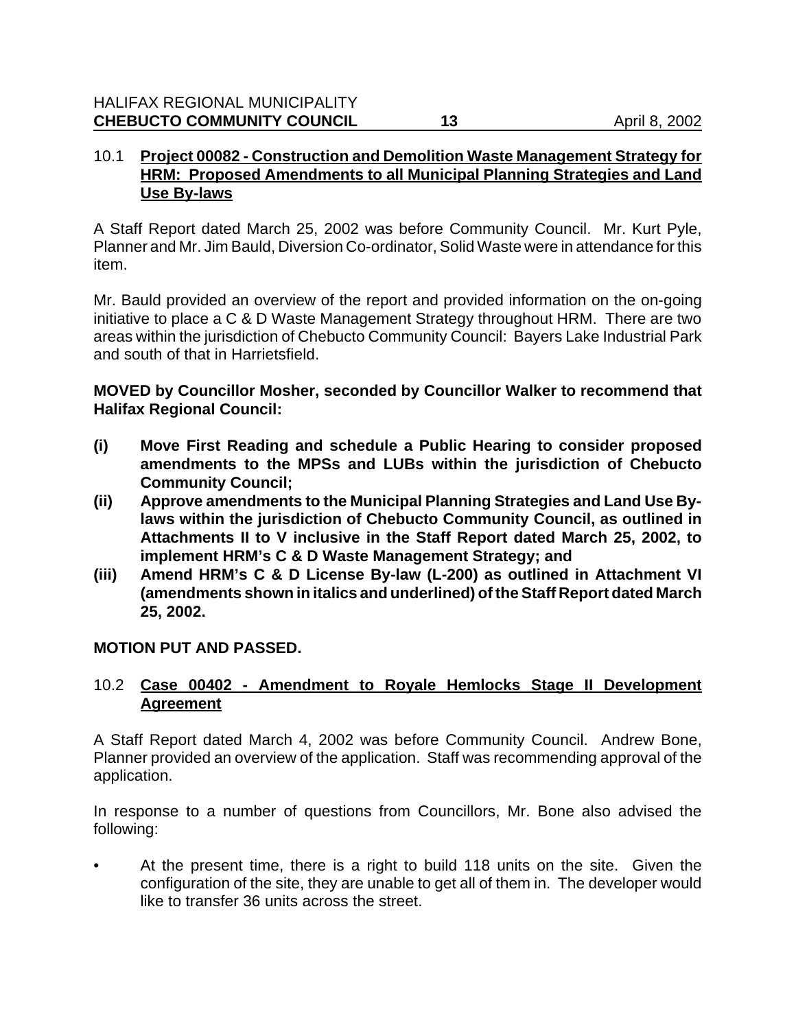### 10.1 **Project 00082 - Construction and Demolition Waste Management Strategy for HRM: Proposed Amendments to all Municipal Planning Strategies and Land Use By-laws**

A Staff Report dated March 25, 2002 was before Community Council. Mr. Kurt Pyle, Planner and Mr. Jim Bauld, Diversion Co-ordinator, Solid Waste were in attendance for this item.

Mr. Bauld provided an overview of the report and provided information on the on-going initiative to place a C & D Waste Management Strategy throughout HRM. There are two areas within the jurisdiction of Chebucto Community Council: Bayers Lake Industrial Park and south of that in Harrietsfield.

**MOVED by Councillor Mosher, seconded by Councillor Walker to recommend that Halifax Regional Council:**

- **(i) Move First Reading and schedule a Public Hearing to consider proposed amendments to the MPSs and LUBs within the jurisdiction of Chebucto Community Council;**
- **(ii) Approve amendments to the Municipal Planning Strategies and Land Use By-laws within the jurisdiction of Chebucto Community Council, as outlined in Attachments II to V inclusive in the Staff Report dated March 25, 2002, to implement HRM's C & D Waste Management Strategy; and**
- **(iii) Amend HRM's C & D License By-law (L-200) as outlined in Attachment VI (amendments shown in italics and underlined) of the Staff Report dated March 25, 2002.**

**MOTION PUT AND PASSED.**

### 10.2 **Case 00402 - Amendment to Royale Hemlocks Stage II Development Agreement**

A Staff Report dated March 4, 2002 was before Community Council. Andrew Bone, Planner provided an overview of the application. Staff was recommending approval of the application.

In response to a number of questions from Councillors, Mr. Bone also advised the following:

- At the present time, there is a right to build 118 units on the site. Given the configuration of the site, they are unable to get all of them in. The developer would like to transfer 36 units across the street.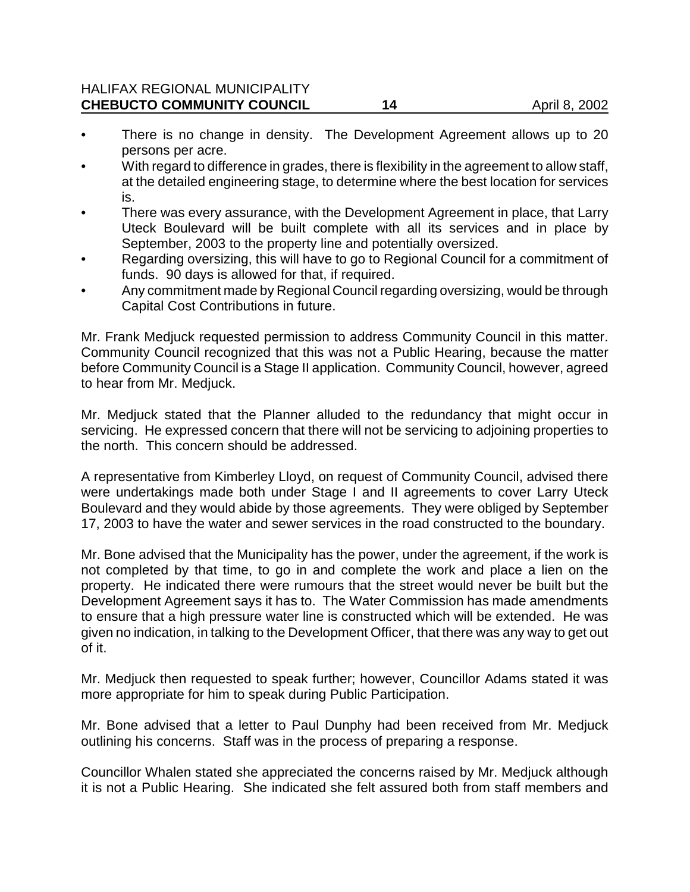- There is no change in density. The Development Agreement allows up to 20 persons per acre.
- With regard to difference in grades, there is flexibility in the agreement to allow staff, at the detailed engineering stage, to determine where the best location for services is.
- There was every assurance, with the Development Agreement in place, that Larry Uteck Boulevard will be built complete with all its services and in place by September, 2003 to the property line and potentially oversized.
- Regarding oversizing, this will have to go to Regional Council for a commitment of funds. 90 days is allowed for that, if required.
- Any commitment made by Regional Council regarding oversizing, would be through Capital Cost Contributions in future.

Mr. Frank Medjuck requested permission to address Community Council in this matter. Community Council recognized that this was not a Public Hearing, because the matter before Community Council is a Stage II application. Community Council, however, agreed to hear from Mr. Medjuck.

Mr. Medjuck stated that the Planner alluded to the redundancy that might occur in servicing. He expressed concern that there will not be servicing to adjoining properties to the north. This concern should be addressed.

A representative from Kimberley Lloyd, on request of Community Council, advised there were undertakings made both under Stage I and II agreements to cover Larry Uteck Boulevard and they would abide by those agreements. They were obliged by September 17, 2003 to have the water and sewer services in the road constructed to the boundary.

Mr. Bone advised that the Municipality has the power, under the agreement, if the work is not completed by that time, to go in and complete the work and place a lien on the property. He indicated there were rumours that the street would never be built but the Development Agreement says it has to. The Water Commission has made amendments to ensure that a high pressure water line is constructed which will be extended. He was given no indication, in talking to the Development Officer, that there was any way to get out of it.

Mr. Medjuck then requested to speak further; however, Councillor Adams stated it was more appropriate for him to speak during Public Participation.

Mr. Bone advised that a letter to Paul Dunphy had been received from Mr. Medjuck outlining his concerns. Staff was in the process of preparing a response.

Councillor Whalen stated she appreciated the concerns raised by Mr. Medjuck although it is not a Public Hearing. She indicated she felt assured both from staff members and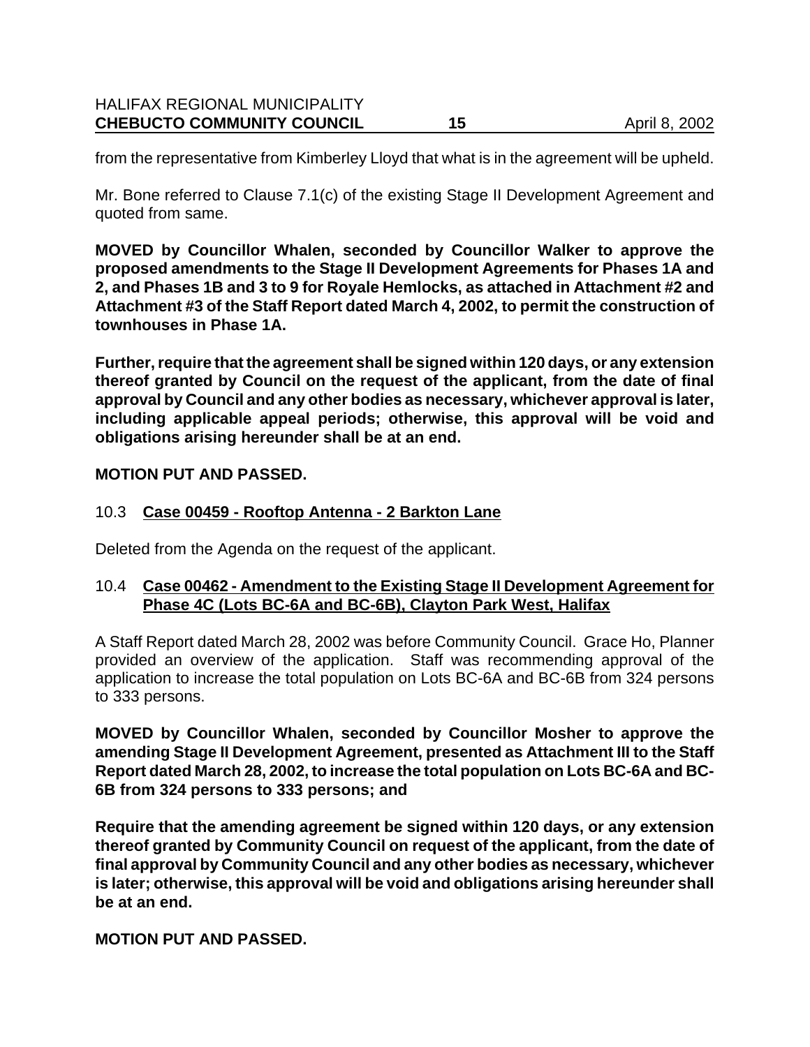from the representative from Kimberley Lloyd that what is in the agreement will be upheld.

Mr. Bone referred to Clause 7.1(c) of the existing Stage II Development Agreement and quoted from same.

**MOVED by Councillor Whalen, seconded by Councillor Walker to approve the proposed amendments to the Stage II Development Agreements for Phases 1A and 2, and Phases 1B and 3 to 9 for Royale Hemlocks, as attached in Attachment #2 and Attachment #3 of the Staff Report dated March 4, 2002, to permit the construction of townhouses in Phase 1A.**

**Further, require that the agreement shall be signed within 120 days, or any extension thereof granted by Council on the request of the applicant, from the date of final approval by Council and any other bodies as necessary, whichever approval is later, including applicable appeal periods; otherwise, this approval will be void and obligations arising hereunder shall be at an end.**

**MOTION PUT AND PASSED.**

10.3 **Case 00459 - Rooftop Antenna - 2 Barkton Lane**

Deleted from the Agenda on the request of the applicant.

10.4 **Case 00462 - Amendment to the Existing Stage II Development Agreement for Phase 4C (Lots BC-6A and BC-6B), Clayton Park West, Halifax**

A Staff Report dated March 28, 2002 was before Community Council. Grace Ho, Planner provided an overview of the application. Staff was recommending approval of the application to increase the total population on Lots BC-6A and BC-6B from 324 persons to 333 persons.

**MOVED by Councillor Whalen, seconded by Councillor Mosher to approve the amending Stage II Development Agreement, presented as Attachment III to the Staff Report dated March 28, 2002, to increase the total population on Lots BC-6A and BC-6B from 324 persons to 333 persons; and**

**Require that the amending agreement be signed within 120 days, or any extension thereof granted by Community Council on request of the applicant, from the date of final approval by Community Council and any other bodies as necessary, whichever is later; otherwise, this approval will be void and obligations arising hereunder shall be at an end.**

**MOTION PUT AND PASSED.**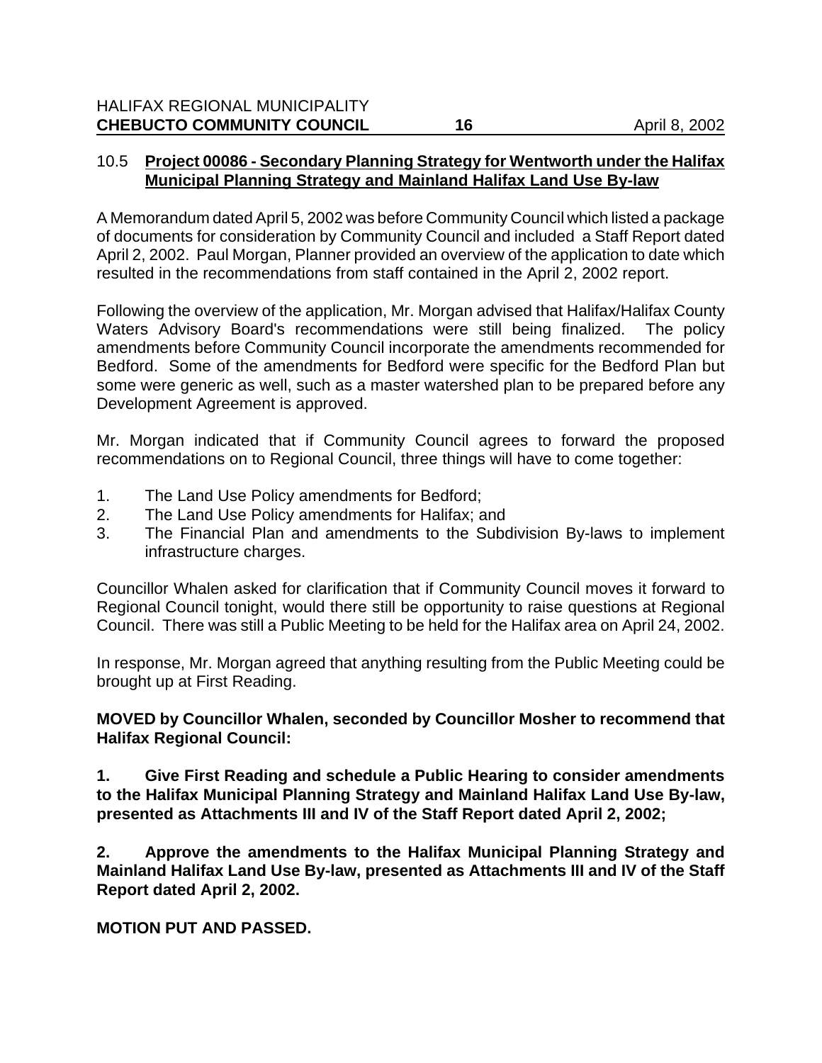10.5 **Project 00086 - Secondary Planning Strategy for Wentworth under the Halifax Municipal Planning Strategy and Mainland Halifax Land Use By-law**

A Memorandum dated April 5, 2002 was before Community Council which listed a package of documents for consideration by Community Council and included a Staff Report dated April 2, 2002. Paul Morgan, Planner provided an overview of the application to date which resulted in the recommendations from staff contained in the April 2, 2002 report.

Following the overview of the application, Mr. Morgan advised that Halifax/Halifax County Waters Advisory Board's recommendations were still being finalized. The policy amendments before Community Council incorporate the amendments recommended for Bedford. Some of the amendments for Bedford were specific for the Bedford Plan but some were generic as well, such as a master watershed plan to be prepared before any Development Agreement is approved.

Mr. Morgan indicated that if Community Council agrees to forward the proposed recommendations on to Regional Council, three things will have to come together:

1. The Land Use Policy amendments for Bedford;
2. The Land Use Policy amendments for Halifax; and
3. The Financial Plan and amendments to the Subdivision By-laws to implement infrastructure charges.

Councillor Whalen asked for clarification that if Community Council moves it forward to Regional Council tonight, would there still be opportunity to raise questions at Regional Council. There was still a Public Meeting to be held for the Halifax area on April 24, 2002.

In response, Mr. Morgan agreed that anything resulting from the Public Meeting could be brought up at First Reading.

**MOVED by Councillor Whalen, seconded by Councillor Mosher to recommend that Halifax Regional Council:**

**1. Give First Reading and schedule a Public Hearing to consider amendments to the Halifax Municipal Planning Strategy and Mainland Halifax Land Use By-law, presented as Attachments III and IV of the Staff Report dated April 2, 2002;**

**2. Approve the amendments to the Halifax Municipal Planning Strategy and Mainland Halifax Land Use By-law, presented as Attachments III and IV of the Staff Report dated April 2, 2002.**

**MOTION PUT AND PASSED.**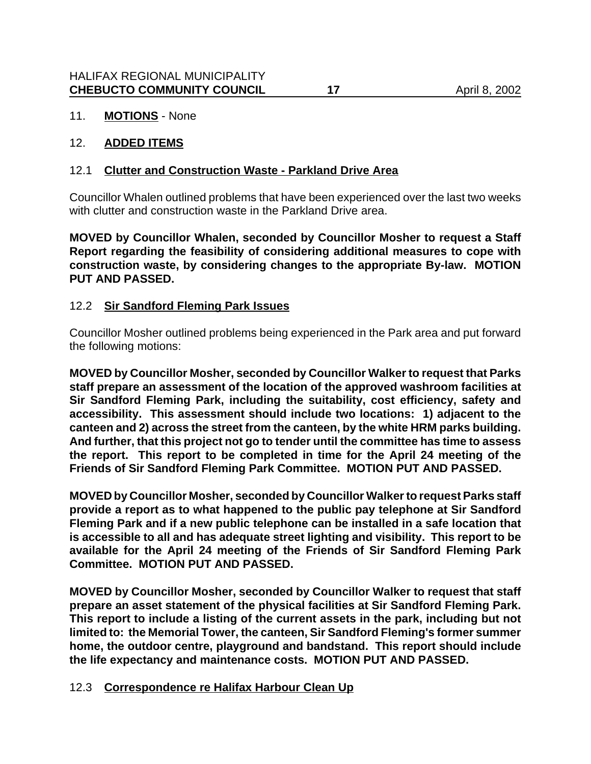11. **MOTIONS** - None

12. **ADDED ITEMS**

12.1 **Clutter and Construction Waste - Parkland Drive Area**

Councillor Whalen outlined problems that have been experienced over the last two weeks with clutter and construction waste in the Parkland Drive area.

**MOVED by Councillor Whalen, seconded by Councillor Mosher to request a Staff Report regarding the feasibility of considering additional measures to cope with construction waste, by considering changes to the appropriate By-law. MOTION PUT AND PASSED.**

12.2 **Sir Sandford Fleming Park Issues**

Councillor Mosher outlined problems being experienced in the Park area and put forward the following motions:

**MOVED by Councillor Mosher, seconded by Councillor Walker to request that Parks staff prepare an assessment of the location of the approved washroom facilities at Sir Sandford Fleming Park, including the suitability, cost efficiency, safety and accessibility. This assessment should include two locations: 1) adjacent to the canteen and 2) across the street from the canteen, by the white HRM parks building. And further, that this project not go to tender until the committee has time to assess the report. This report to be completed in time for the April 24 meeting of the Friends of Sir Sandford Fleming Park Committee. MOTION PUT AND PASSED.**

**MOVED by Councillor Mosher, seconded by Councillor Walker to request Parks staff provide a report as to what happened to the public pay telephone at Sir Sandford Fleming Park and if a new public telephone can be installed in a safe location that is accessible to all and has adequate street lighting and visibility. This report to be available for the April 24 meeting of the Friends of Sir Sandford Fleming Park Committee. MOTION PUT AND PASSED.**

**MOVED by Councillor Mosher, seconded by Councillor Walker to request that staff prepare an asset statement of the physical facilities at Sir Sandford Fleming Park. This report to include a listing of the current assets in the park, including but not limited to: the Memorial Tower, the canteen, Sir Sandford Fleming's former summer home, the outdoor centre, playground and bandstand. This report should include the life expectancy and maintenance costs. MOTION PUT AND PASSED.**

12.3 **Correspondence re Halifax Harbour Clean Up**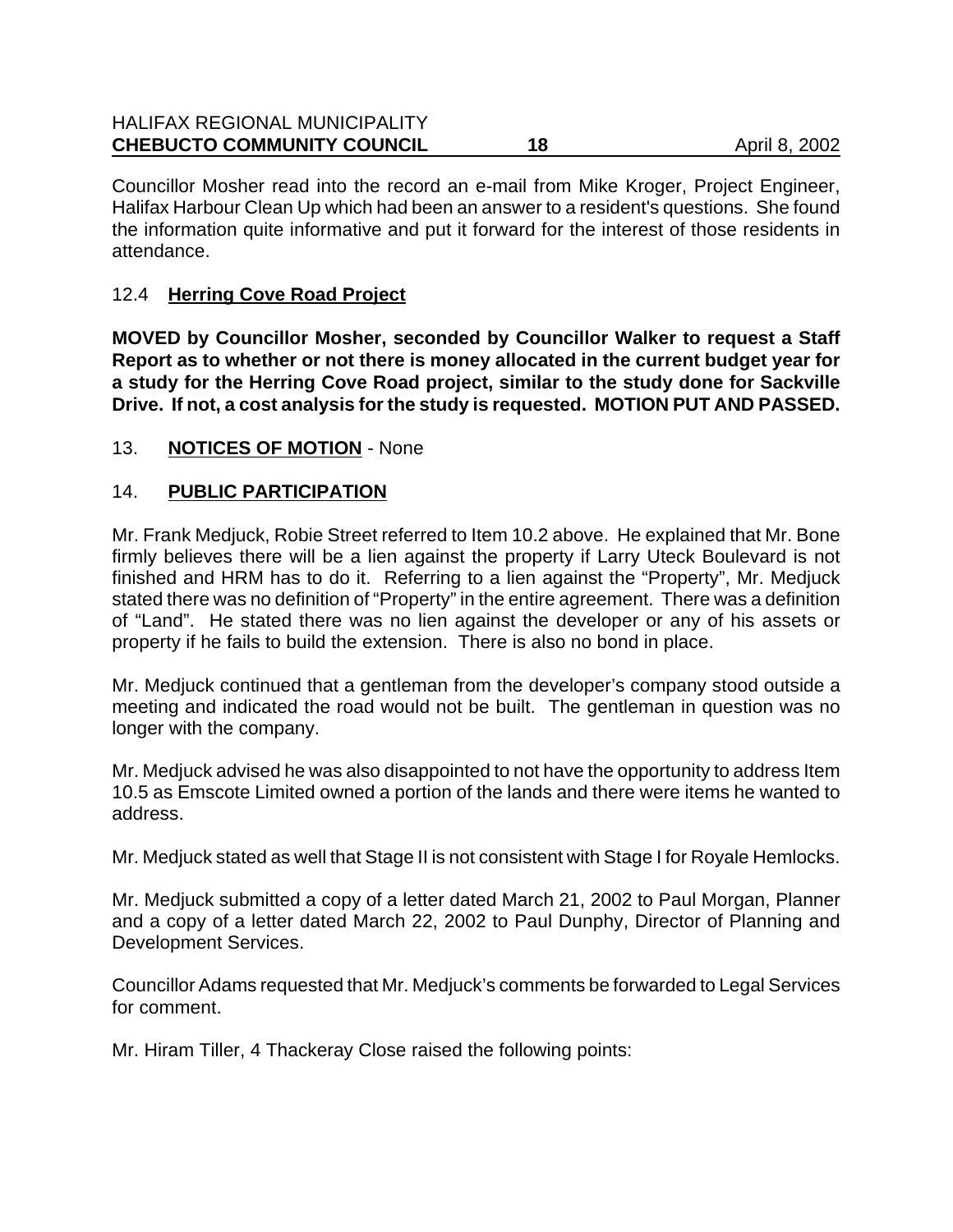Councillor Mosher read into the record an e-mail from Mike Kroger, Project Engineer, Halifax Harbour Clean Up which had been an answer to a resident's questions. She found the information quite informative and put it forward for the interest of those residents in attendance.

## 12.4 **Herring Cove Road Project**

**MOVED by Councillor Mosher, seconded by Councillor Walker to request a Staff Report as to whether or not there is money allocated in the current budget year for a study for the Herring Cove Road project, similar to the study done for Sackville Drive. If not, a cost analysis for the study is requested. MOTION PUT AND PASSED.**

## 13. **NOTICES OF MOTION** - None

## 14. **PUBLIC PARTICIPATION**

Mr. Frank Medjuck, Robie Street referred to Item 10.2 above. He explained that Mr. Bone firmly believes there will be a lien against the property if Larry Uteck Boulevard is not finished and HRM has to do it. Referring to a lien against the "Property", Mr. Medjuck stated there was no definition of "Property" in the entire agreement. There was a definition of "Land". He stated there was no lien against the developer or any of his assets or property if he fails to build the extension. There is also no bond in place.

Mr. Medjuck continued that a gentleman from the developer's company stood outside a meeting and indicated the road would not be built. The gentleman in question was no longer with the company.

Mr. Medjuck advised he was also disappointed to not have the opportunity to address Item 10.5 as Emscote Limited owned a portion of the lands and there were items he wanted to address.

Mr. Medjuck stated as well that Stage II is not consistent with Stage I for Royale Hemlocks.

Mr. Medjuck submitted a copy of a letter dated March 21, 2002 to Paul Morgan, Planner and a copy of a letter dated March 22, 2002 to Paul Dunphy, Director of Planning and Development Services.

Councillor Adams requested that Mr. Medjuck's comments be forwarded to Legal Services for comment.

Mr. Hiram Tiller, 4 Thackeray Close raised the following points: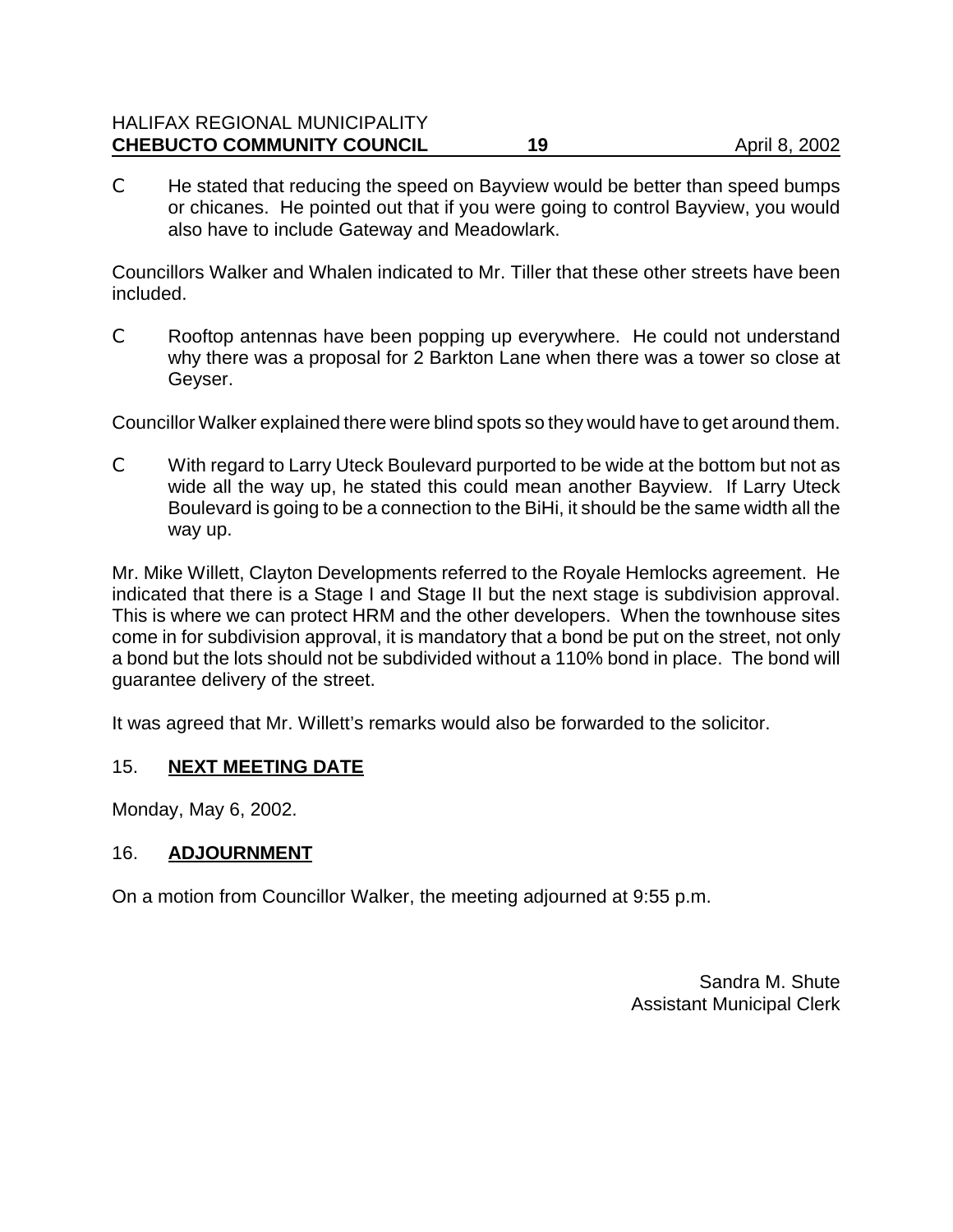- He stated that reducing the speed on Bayview would be better than speed bumps or chicanes. He pointed out that if you were going to control Bayview, you would also have to include Gateway and Meadowlark.

Councillors Walker and Whalen indicated to Mr. Tiller that these other streets have been included.

- Rooftop antennas have been popping up everywhere. He could not understand why there was a proposal for 2 Barkton Lane when there was a tower so close at Geyser.

Councillor Walker explained there were blind spots so they would have to get around them.

- With regard to Larry Uteck Boulevard purported to be wide at the bottom but not as wide all the way up, he stated this could mean another Bayview. If Larry Uteck Boulevard is going to be a connection to the BiHi, it should be the same width all the way up.

Mr. Mike Willett, Clayton Developments referred to the Royale Hemlocks agreement. He indicated that there is a Stage I and Stage II but the next stage is subdivision approval. This is where we can protect HRM and the other developers. When the townhouse sites come in for subdivision approval, it is mandatory that a bond be put on the street, not only a bond but the lots should not be subdivided without a 110% bond in place. The bond will guarantee delivery of the street.

It was agreed that Mr. Willett's remarks would also be forwarded to the solicitor.

## 15. **NEXT MEETING DATE**

Monday, May 6, 2002.

## 16. **ADJOURNMENT**

On a motion from Councillor Walker, the meeting adjourned at 9:55 p.m.

Sandra M. Shute
Assistant Municipal Clerk